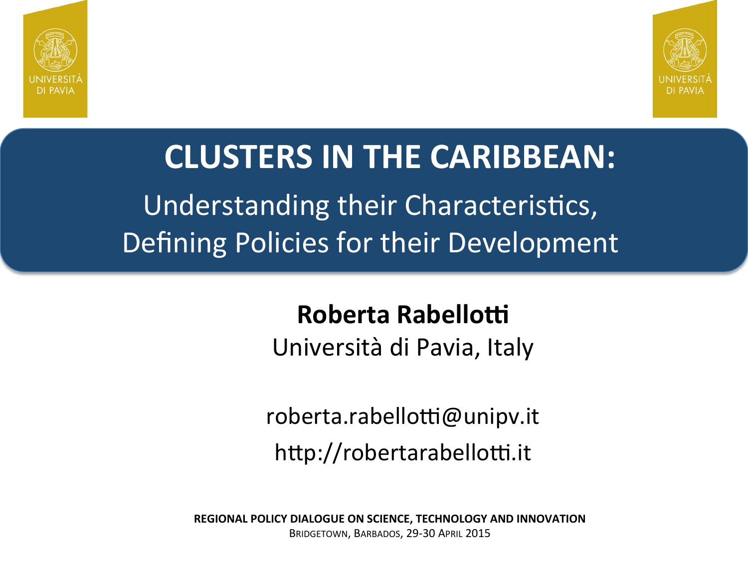UNIVERSITÀ DI PAVIA

# CLUSTERS IN THE CARIBBEAN:

## Understanding their Characteristics, Defining Policies for their Development

**Roberta Rabellotti**

Università di Pavia, Italy

roberta.rabellotti@unipv.it

http://robertarabellotti.it

**REGIONAL POLICY DIALOGUE ON SCIENCE, TECHNOLOGY AND INNOVATION**

BRIDGETOWN, BARBADOS, 29-30 APRIL 2015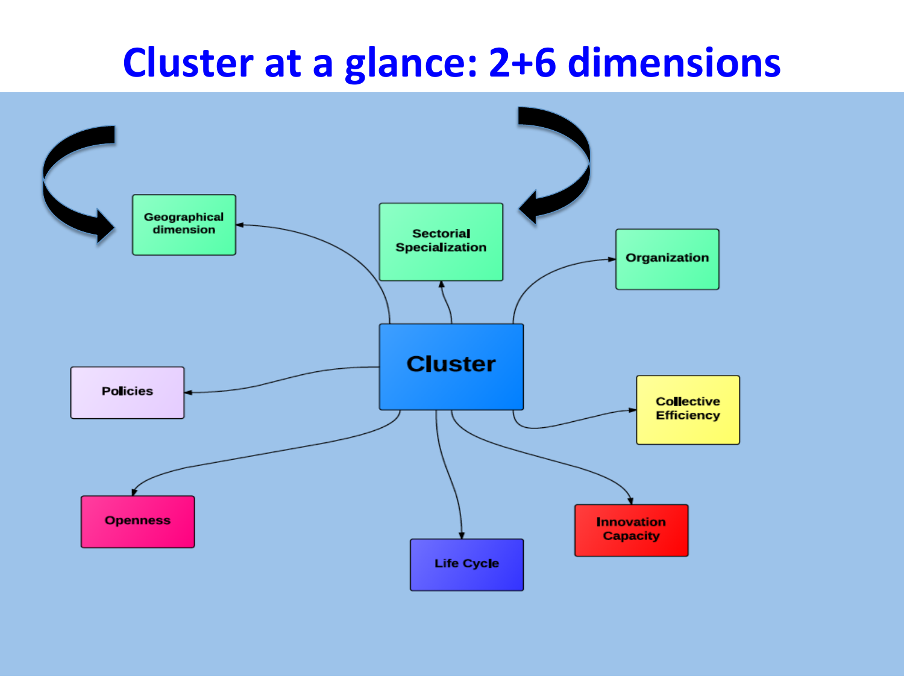# Cluster at a glance: 2+6 dimensions

Geographical dimension

Sectorial Specialization

Organization

Cluster

Policies

Collective Efficiency

Openness

Life Cycle

Innovation Capacity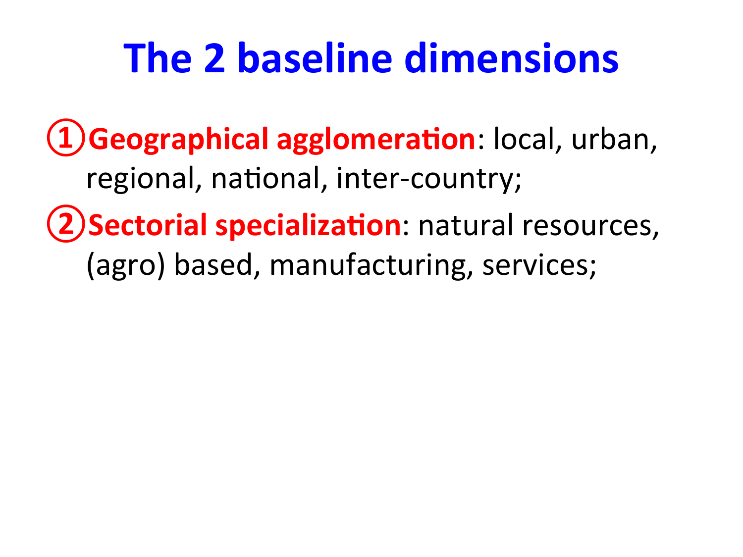# The 2 baseline dimensions

1. **Geographical agglomeration**: local, urban, regional, national, inter-country;
2. **Sectorial specialization**: natural resources, (agro) based, manufacturing, services;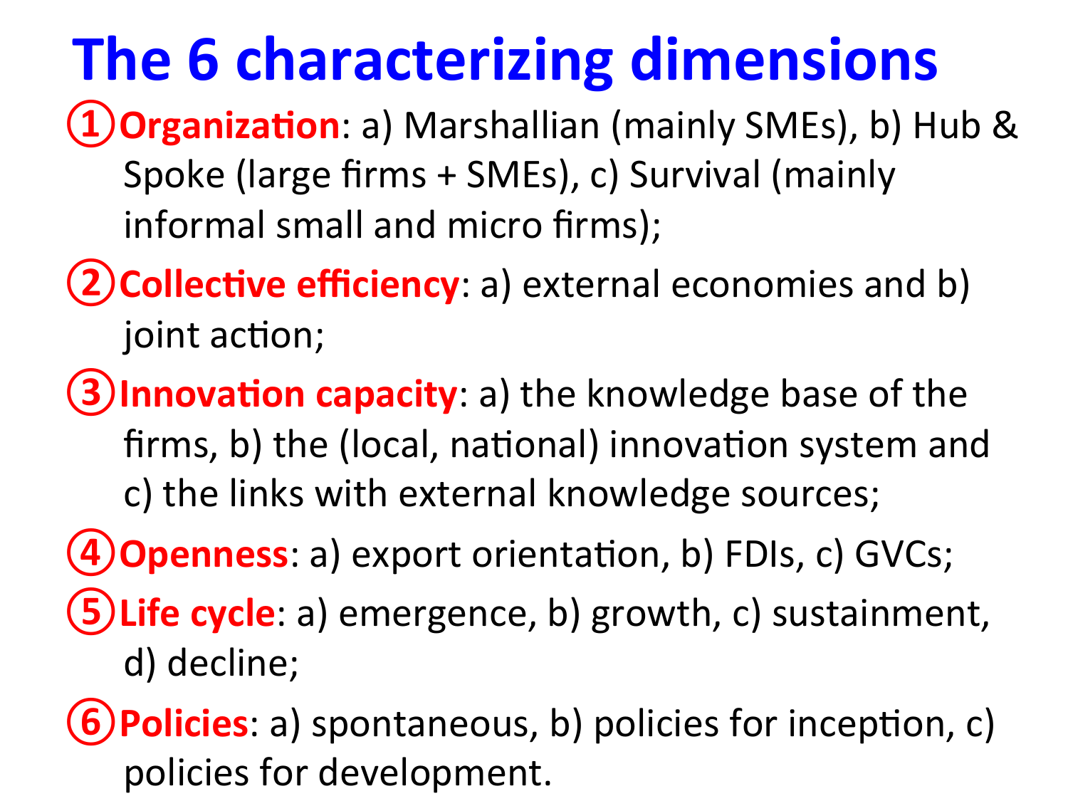# The 6 characterizing dimensions

① **Organization**: a) Marshallian (mainly SMEs), b) Hub & Spoke (large firms + SMEs), c) Survival (mainly informal small and micro firms);

② **Collective efficiency**: a) external economies and b) joint action;

③ **Innovation capacity**: a) the knowledge base of the firms, b) the (local, national) innovation system and c) the links with external knowledge sources;

④ **Openness**: a) export orientation, b) FDIs, c) GVCs;

⑤ **Life cycle**: a) emergence, b) growth, c) sustainment, d) decline;

⑥ **Policies**: a) spontaneous, b) policies for inception, c) policies for development.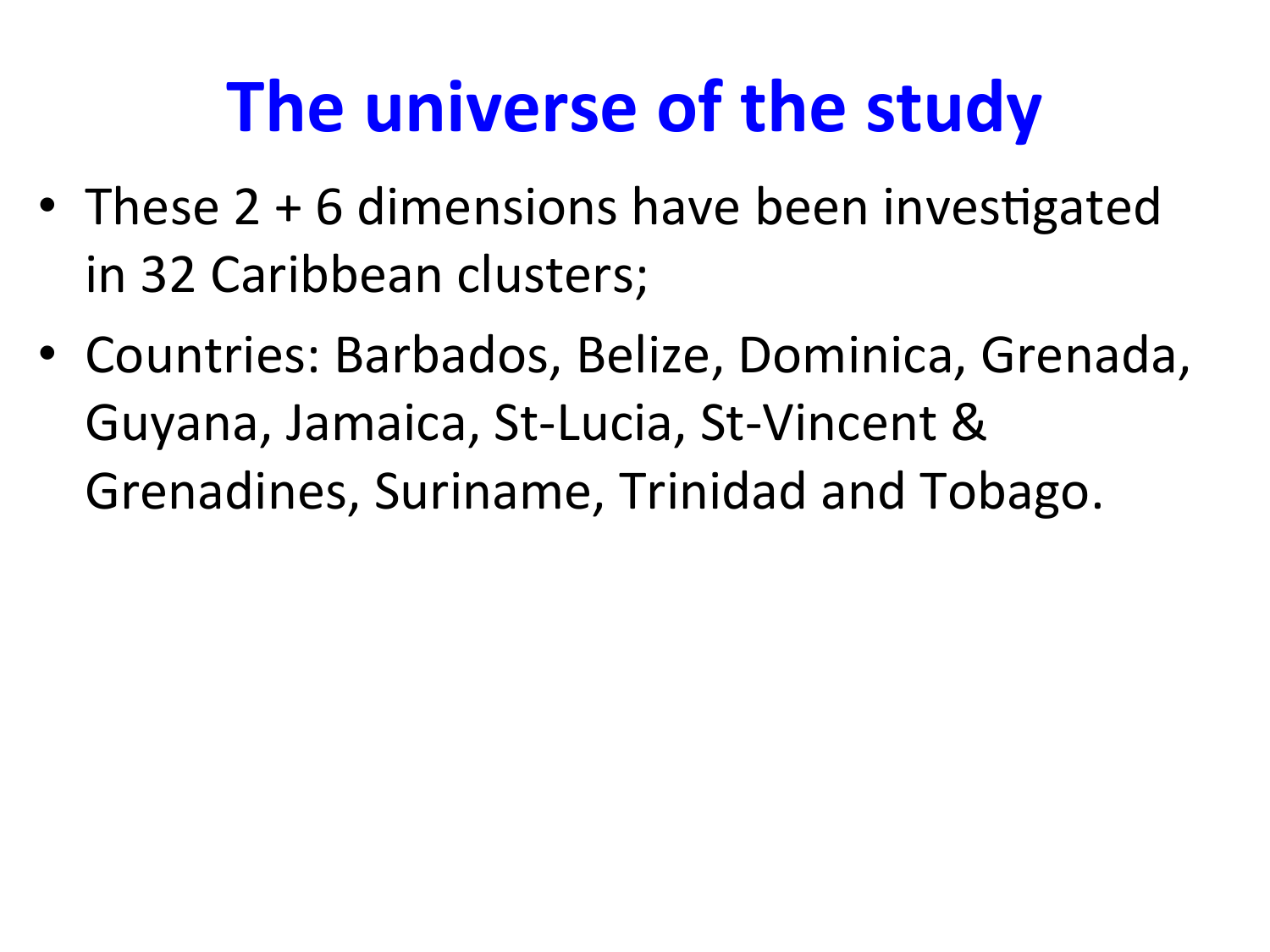# The universe of the study

- These 2 + 6 dimensions have been investigated in 32 Caribbean clusters;
- Countries: Barbados, Belize, Dominica, Grenada, Guyana, Jamaica, St-Lucia, St-Vincent & Grenadines, Suriname, Trinidad and Tobago.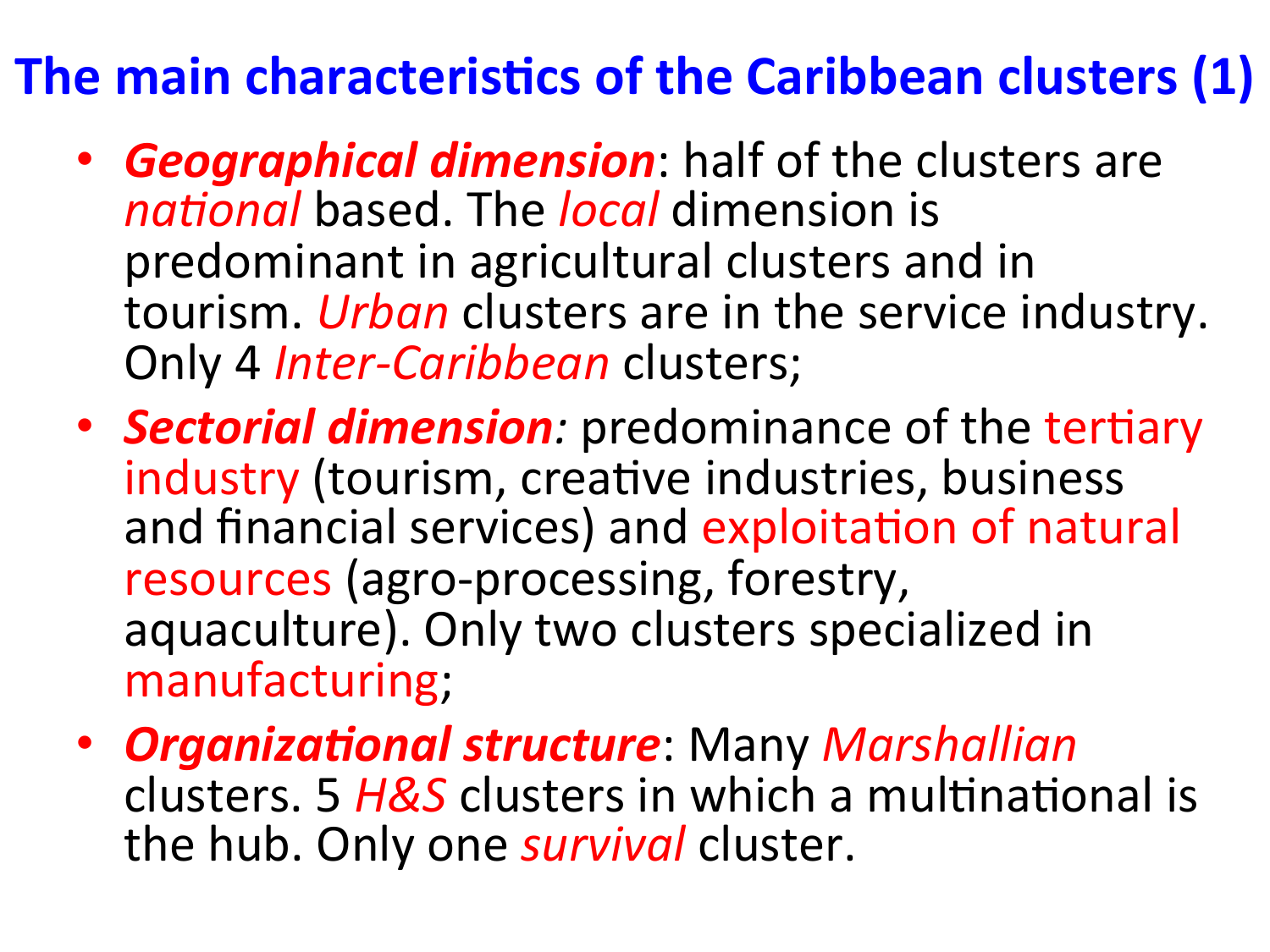# The main characteristics of the Caribbean clusters (1)

- ***Geographical dimension***: half of the clusters are *national* based. The *local* dimension is predominant in agricultural clusters and in tourism. *Urban* clusters are in the service industry. Only 4 *Inter-Caribbean* clusters;
- ***Sectorial dimension:*** predominance of the tertiary industry (tourism, creative industries, business and financial services) and exploitation of natural resources (agro-processing, forestry, aquaculture). Only two clusters specialized in manufacturing;
- ***Organizational structure***: Many *Marshallian* clusters. 5 *H&S* clusters in which a multinational is the hub. Only one *survival* cluster.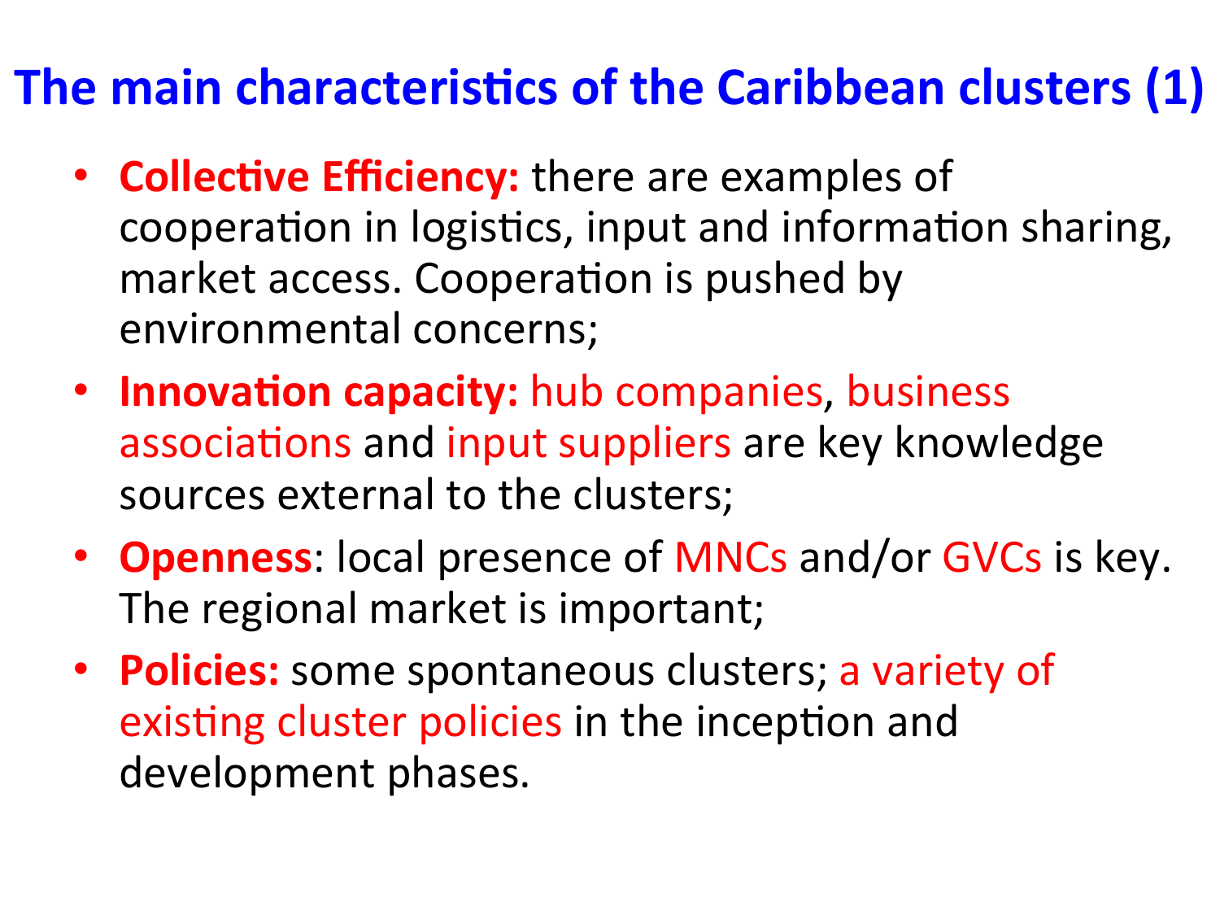# The main characteristics of the Caribbean clusters (1)

- **Collective Efficiency:** there are examples of cooperation in logistics, input and information sharing, market access. Cooperation is pushed by environmental concerns;
- **Innovation capacity:** hub companies, business associations and input suppliers are key knowledge sources external to the clusters;
- **Openness**: local presence of MNCs and/or GVCs is key. The regional market is important;
- **Policies:** some spontaneous clusters; a variety of existing cluster policies in the inception and development phases.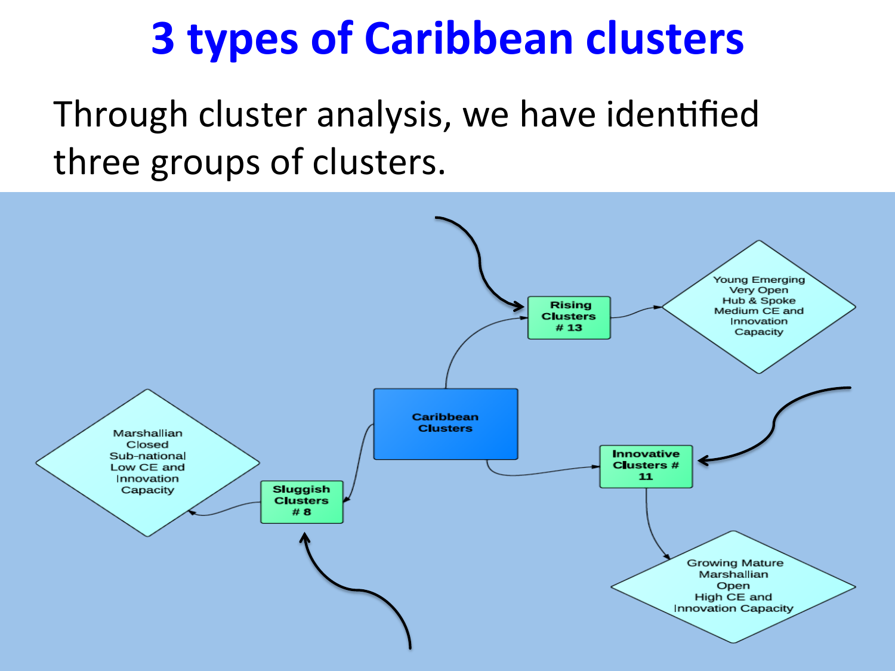# 3 types of Caribbean clusters

Through cluster analysis, we have identified three groups of clusters.

Caribbean Clusters

- Rising Clusters # 13 — Young Emerging, Very Open, Hub & Spoke, Medium CE and Innovation Capacity
- Innovative Clusters # 11 — Growing Mature, Marshallian, Open, High CE and Innovation Capacity
- Sluggish Clusters # 8 — Marshallian, Closed, Sub-national, Low CE and Innovation Capacity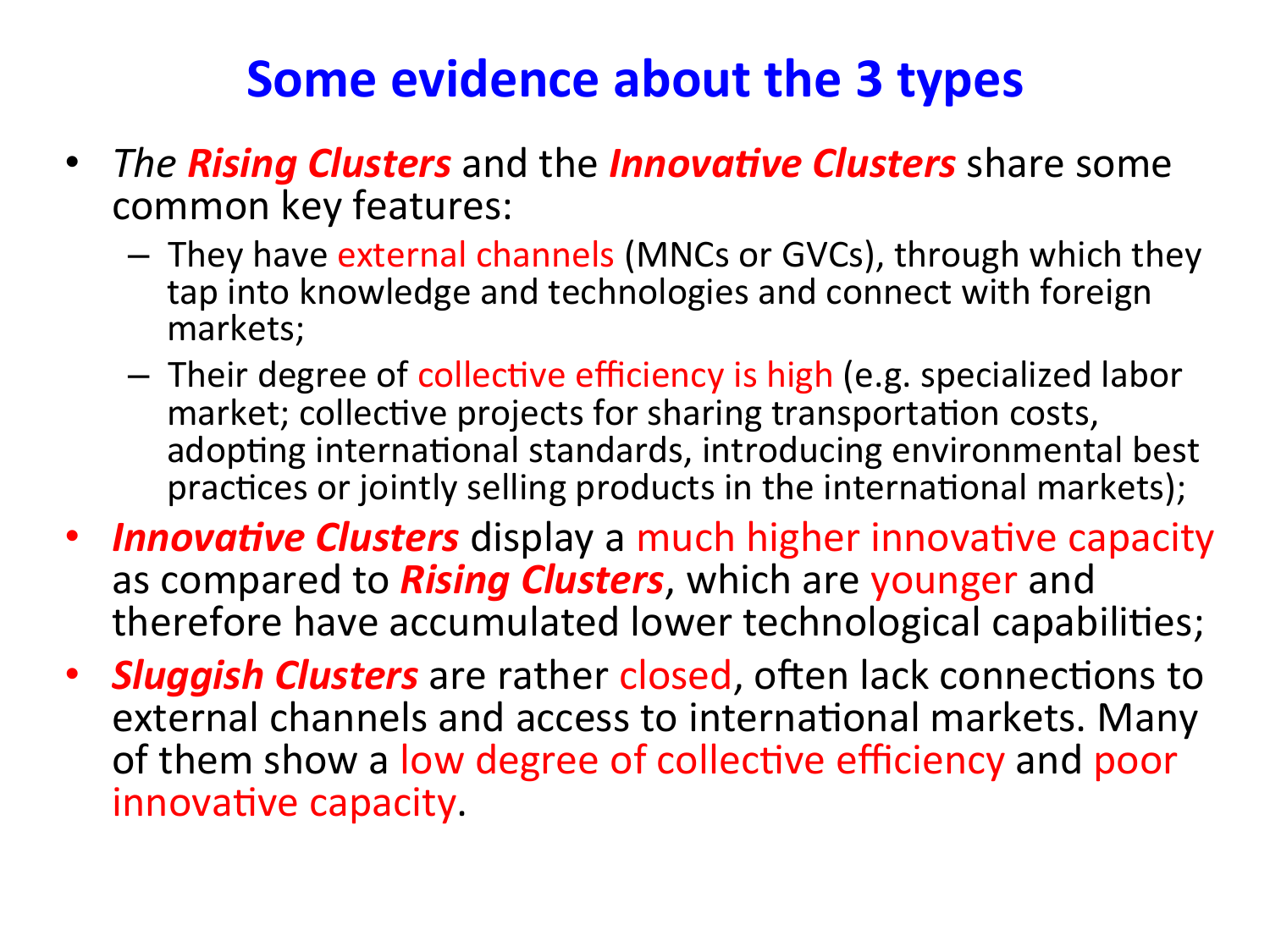# Some evidence about the 3 types

- *The* ***Rising Clusters*** and the ***Innovative Clusters*** share some common key features:
  - They have external channels (MNCs or GVCs), through which they tap into knowledge and technologies and connect with foreign markets;
  - Their degree of collective efficiency is high (e.g. specialized labor market; collective projects for sharing transportation costs, adopting international standards, introducing environmental best practices or jointly selling products in the international markets);
- ***Innovative Clusters*** display a much higher innovative capacity as compared to ***Rising Clusters***, which are younger and therefore have accumulated lower technological capabilities;
- ***Sluggish Clusters*** are rather closed, often lack connections to external channels and access to international markets. Many of them show a low degree of collective efficiency and poor innovative capacity.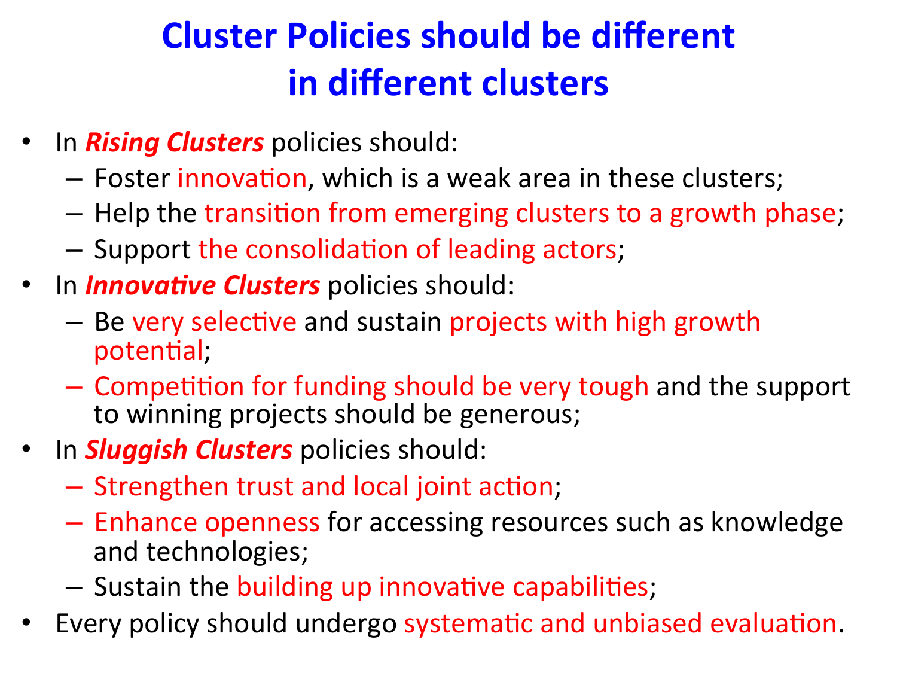# Cluster Policies should be different in different clusters

- In ***Rising Clusters*** policies should:
  - Foster innovation, which is a weak area in these clusters;
  - Help the transition from emerging clusters to a growth phase;
  - Support the consolidation of leading actors;
- In ***Innovative Clusters*** policies should:
  - Be very selective and sustain projects with high growth potential;
  - Competition for funding should be very tough and the support to winning projects should be generous;
- In ***Sluggish Clusters*** policies should:
  - Strengthen trust and local joint action;
  - Enhance openness for accessing resources such as knowledge and technologies;
  - Sustain the building up innovative capabilities;
- Every policy should undergo systematic and unbiased evaluation.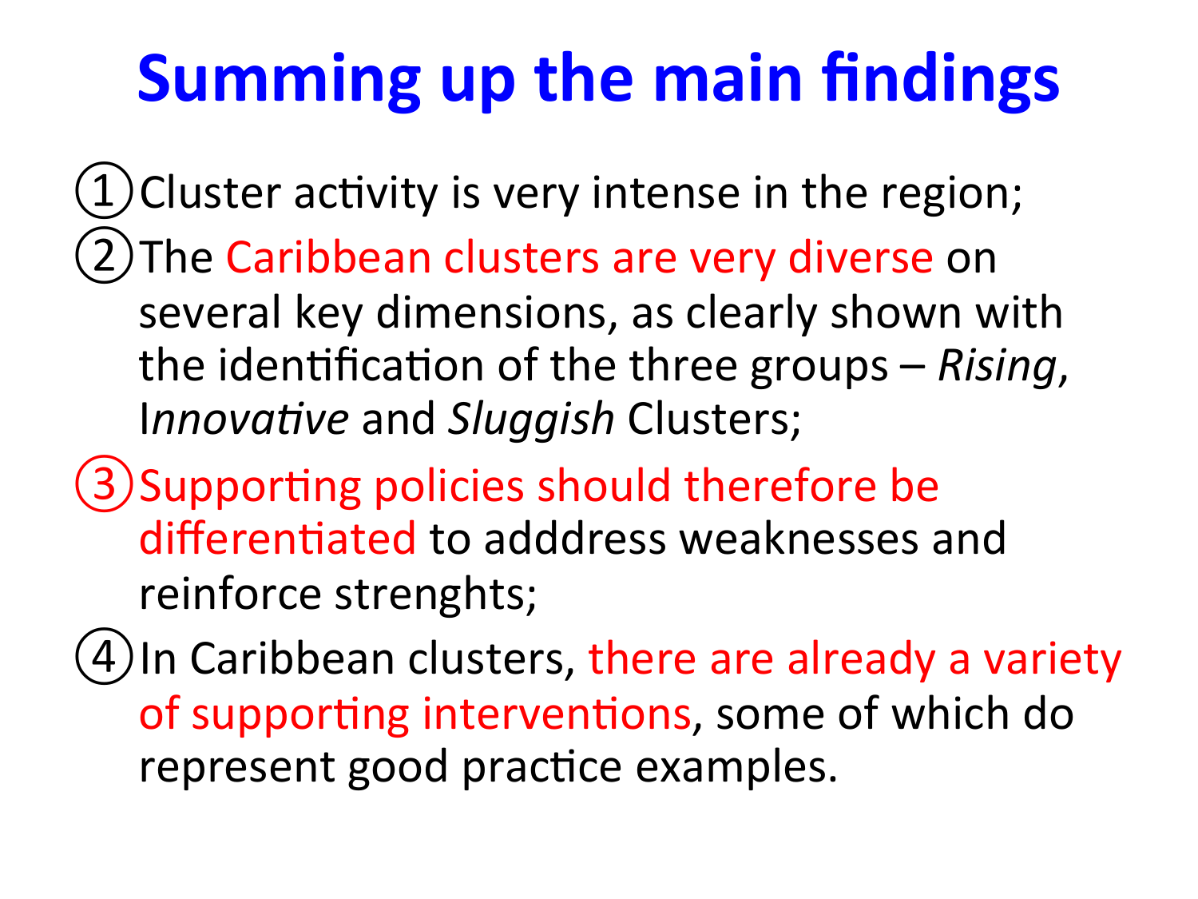# Summing up the main findings

① Cluster activity is very intense in the region;

② The Caribbean clusters are very diverse on several key dimensions, as clearly shown with the identification of the three groups – *Rising*, I*nnovative* and *Sluggish* Clusters;

③ Supporting policies should therefore be differentiated to adddress weaknesses and reinforce strenghts;

④ In Caribbean clusters, there are already a variety of supporting interventions, some of which do represent good practice examples.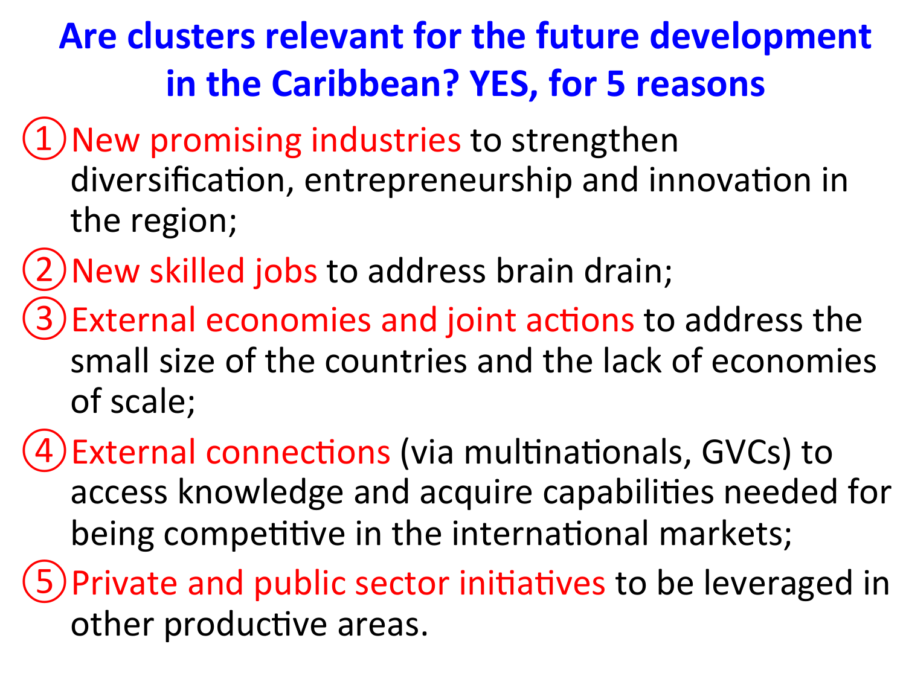# Are clusters relevant for the future development in the Caribbean? YES, for 5 reasons

1. **New promising industries** to strengthen diversification, entrepreneurship and innovation in the region;
2. **New skilled jobs** to address brain drain;
3. **External economies and joint actions** to address the small size of the countries and the lack of economies of scale;
4. **External connections** (via multinationals, GVCs) to access knowledge and acquire capabilities needed for being competitive in the international markets;
5. **Private and public sector initiatives** to be leveraged in other productive areas.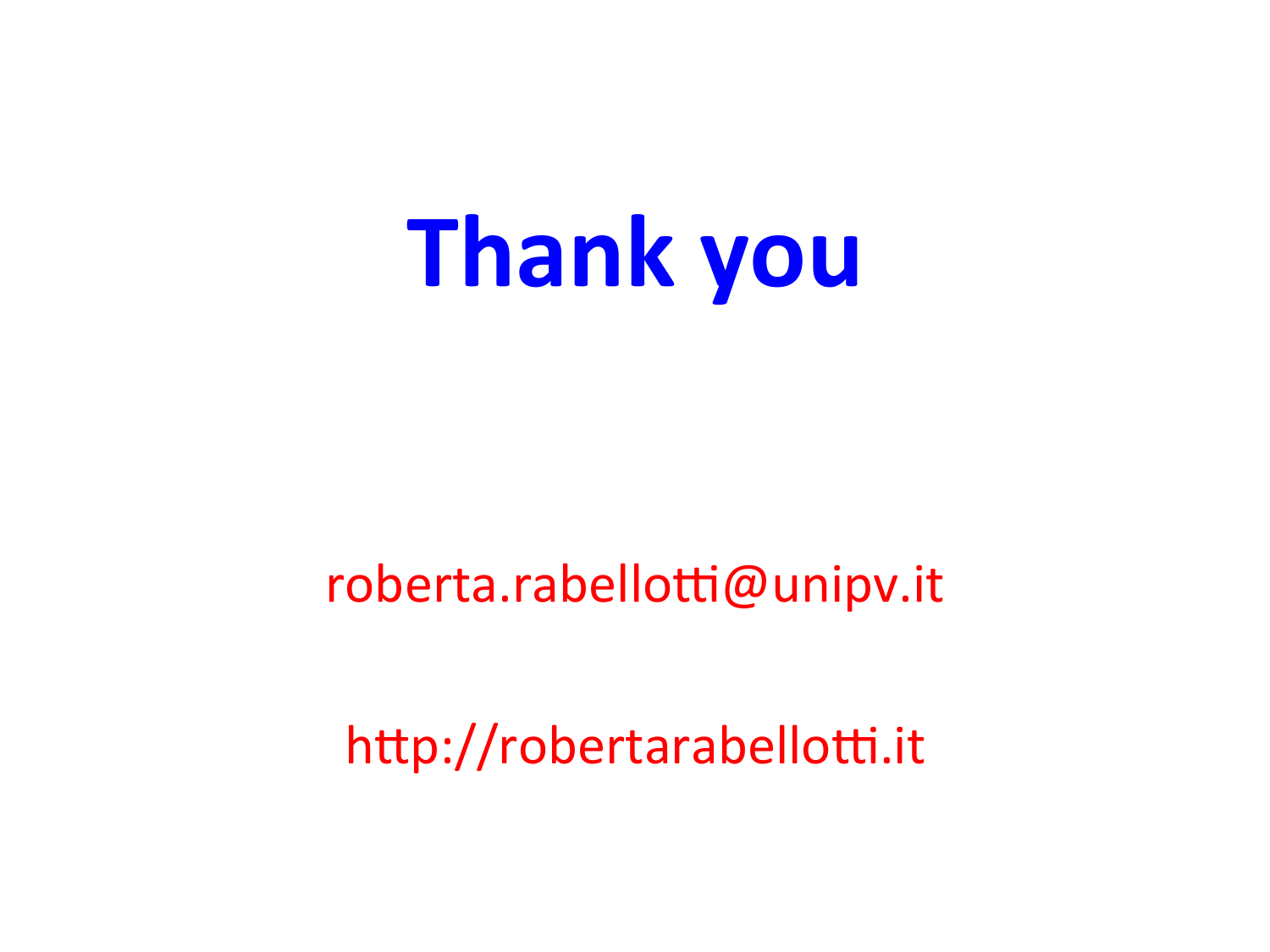# Thank you

roberta.rabellotti@unipv.it

http://robertarabellotti.it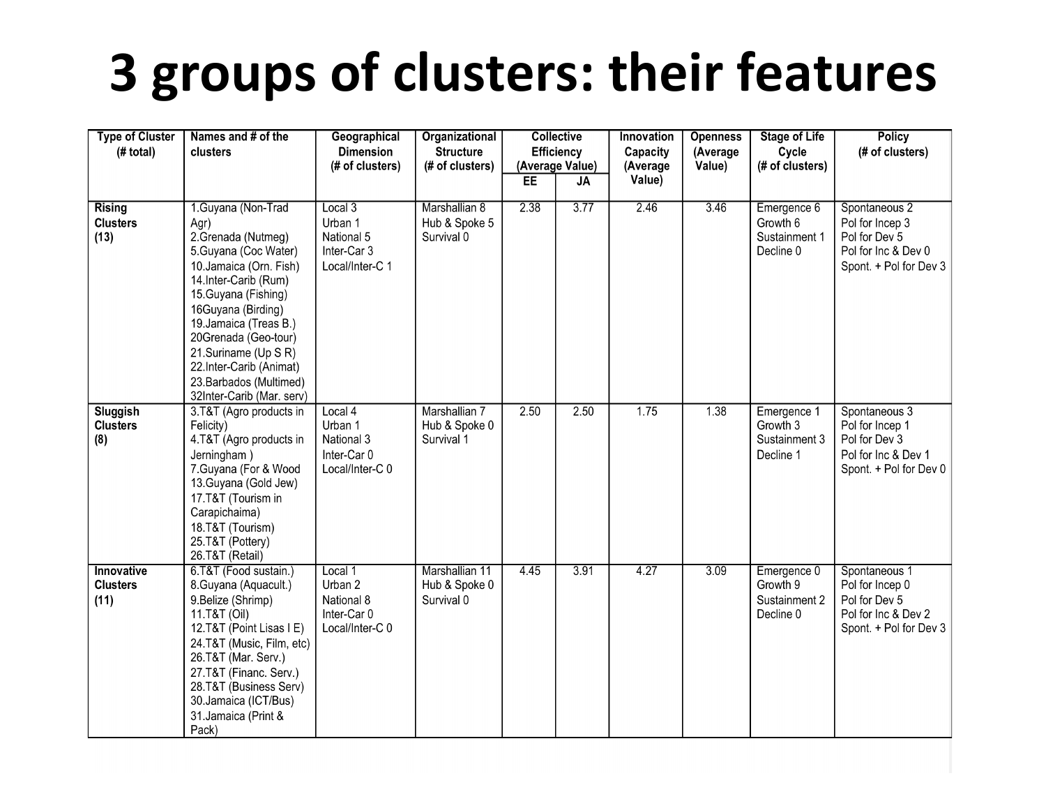# 3 groups of clusters: their features

| Type of Cluster (# total) | Names and # of the clusters | Geographical Dimension (# of clusters) | Organizational Structure (# of clusters) | Collective Efficiency (Average Value) | | Innovation Capacity (Average Value) | Openness (Average Value) | Stage of Life Cycle (# of clusters) | Policy (# of clusters) |
|---|---|---|---|---|---|---|---|---|---|
| | | | | EE | JA | | | | |
| **Rising Clusters (13)** | 1.Guyana (Non-Trad Agr) 2.Grenada (Nutmeg) 5.Guyana (Coc Water) 10.Jamaica (Orn. Fish) 14.Inter-Carib (Rum) 15.Guyana (Fishing) 16Guyana (Birding) 19.Jamaica (Treas B.) 20Grenada (Geo-tour) 21.Suriname (Up S R) 22.Inter-Carib (Animat) 23.Barbados (Multimed) 32Inter-Carib (Mar. serv) | Local 3 Urban 1 National 5 Inter-Car 3 Local/Inter-C 1 | Marshallian 8 Hub & Spoke 5 Survival 0 | 2.38 | 3.77 | 2.46 | 3.46 | Emergence 6 Growth 6 Sustainment 1 Decline 0 | Spontaneous 2 Pol for Incep 3 Pol for Dev 5 Pol for Inc & Dev 0 Spont. + Pol for Dev 3 |
| **Sluggish Clusters (8)** | 3.T&T (Agro products in Felicity) 4.T&T (Agro products in Jerningham ) 7.Guyana (For & Wood 13.Guyana (Gold Jew) 17.T&T (Tourism in Carapichaima) 18.T&T (Tourism) 25.T&T (Pottery) 26.T&T (Retail) | Local 4 Urban 1 National 3 Inter-Car 0 Local/Inter-C 0 | Marshallian 7 Hub & Spoke 0 Survival 1 | 2.50 | 2.50 | 1.75 | 1.38 | Emergence 1 Growth 3 Sustainment 3 Decline 1 | Spontaneous 3 Pol for Incep 1 Pol for Dev 3 Pol for Inc & Dev 1 Spont. + Pol for Dev 0 |
| **Innovative Clusters (11)** | 6.T&T (Food sustain.) 8.Guyana (Aquacult.) 9.Belize (Shrimp) 11.T&T (Oil) 12.T&T (Point Lisas I E) 24.T&T (Music, Film, etc) 26.T&T (Mar. Serv.) 27.T&T (Financ. Serv.) 28.T&T (Business Serv) 30.Jamaica (ICT/Bus) 31.Jamaica (Print & Pack) | Local 1 Urban 2 National 8 Inter-Car 0 Local/Inter-C 0 | Marshallian 11 Hub & Spoke 0 Survival 0 | 4.45 | 3.91 | 4.27 | 3.09 | Emergence 0 Growth 9 Sustainment 2 Decline 0 | Spontaneous 1 Pol for Incep 0 Pol for Dev 5 Pol for Inc & Dev 2 Spont. + Pol for Dev 3 |